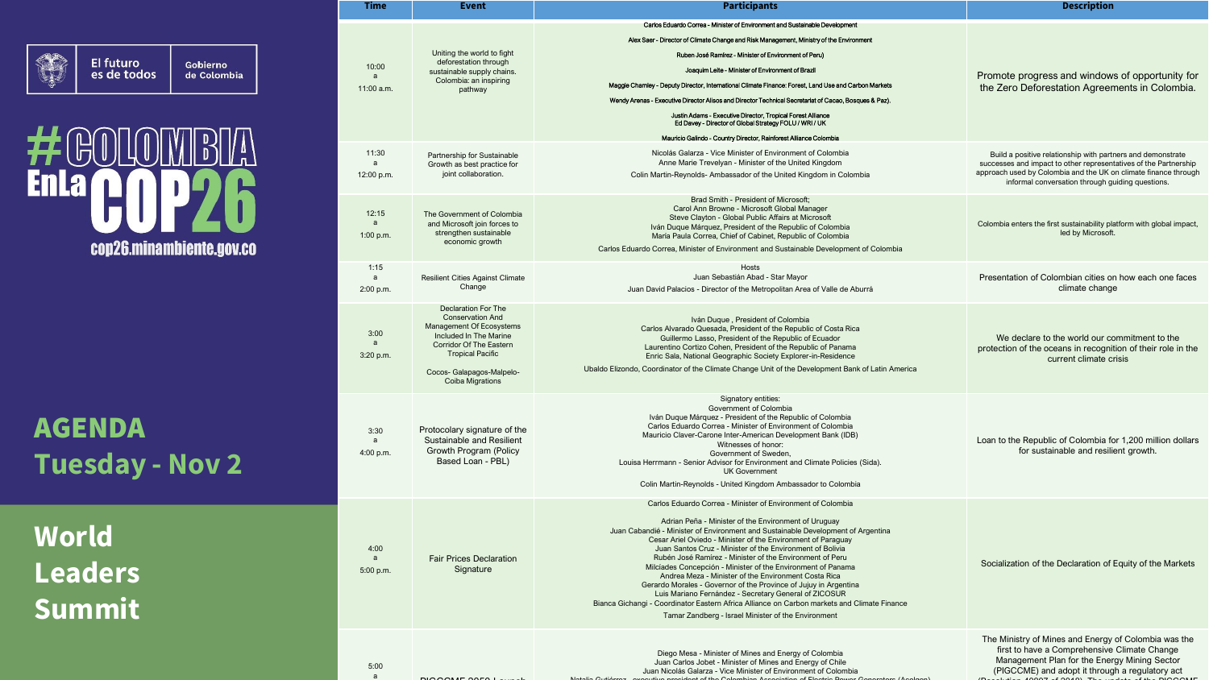El futuro es de todos | Gobierno de Colombia

# #COLOMBIA EnLa COP26

cop26.minambiente.gov.co

## AGENDA Tuesday - Nov 2

## World Leaders Summit

| Time | Event | Participants | Description |
|---|---|---|---|
| 10:00 a 11:00 a.m. | Uniting the world to fight deforestation through sustainable supply chains. Colombia: an inspiring pathway | Carlos Eduardo Correa - Minister of Environment and Sustainable Development<br>Alex Saer - Director of Climate Change and Risk Management, Ministry of the Environment<br>Ruben José Ramírez - Minister of Environment of Peru)<br>Joaquim Leite - Minister of Environment of Brazil<br>Maggie Charnley - Deputy Director, International Climate Finance: Forest, Land Use and Carbon Markets<br>Wendy Arenas - Executive Director Alisos and Director Technical Secretariat of Cacao, Bosques & Paz).<br>Justin Adams - Executive Director, Tropical Forest Alliance<br>Ed Davey - Director of Global Strategy FOLU / WRI / UK<br>Mauricio Galindo - Country Director, Rainforest Alliance Colombia | Promote progress and windows of opportunity for the Zero Deforestation Agreements in Colombia. |
| 11:30 a 12:00 p.m. | Partnership for Sustainable Growth as best practice for joint collaboration. | Nicolás Galarza - Vice Minister of Environment of Colombia<br>Anne Marie Trevelyan - Minister of the United Kingdom<br>Colin Martin-Reynolds- Ambassador of the United Kingdom in Colombia | Build a positive relationship with partners and demonstrate successes and impact to other representatives of the Partnership approach used by Colombia and the UK on climate finance through informal conversation through guiding questions. |
| 12:15 a 1:00 p.m. | The Government of Colombia and Microsoft join forces to strengthen sustainable economic growth | Brad Smith - President of Microsoft;<br>Carol Ann Browne - Microsoft Global Manager<br>Steve Clayton - Global Public Affairs at Microsoft<br>Iván Duque Márquez, President of the Republic of Colombia<br>María Paula Correa, Chief of Cabinet, President of Colombia<br>Carlos Eduardo Correa, Minister of Environment and Sustainable Development of Colombia | Colombia enters the first sustainability platform with global impact, led by Microsoft. |
| 1:15 a 2:00 p.m. | Resilient Cities Against Climate Change | Hosts<br>Juan Sebastián Abad - Star Mayor<br>Juan David Palacios - Director of the Metropolitan Area of Valle de Aburrá | Presentation of Colombian cities on how each one faces climate change |
| 3:00 a 3:20 p.m. | Declaration For The Conservation And Management Of Ecosystems Included In The Marine Corridor Of The Eastern Tropical Pacific<br><br>Cocos- Galapagos-Malpelo-Coiba Migrations | Iván Duque , President of Colombia<br>Carlos Alvarado Quesada, President of the Republic of Costa Rica<br>Guillermo Lasso, President of the Republic of Ecuador<br>Laurentino Cortizo Cohen, President of the Republic of Panama<br>Enric Sala, National Geographic Society Explorer-in-Residence<br>Ubaldo Elizondo, Coordinator of the Climate Change Unit of the Development Bank of Latin America | We declare to the world our commitment to the protection of the oceans in recognition of their role in the current climate crisis |
| 3:30 a 4:00 p.m. | Protocolary signature of the Sustainable and Resilient Growth Program (Policy Based Loan - PBL) | Signatory entities:<br>Government of Colombia<br>Iván Duque Márquez - President of the Republic of Colombia<br>Carlos Eduardo Correa - Minister of Environment of Colombia<br>Mauricio Claver-Carone Inter-American Development Bank (IDB)<br>Witnesses of honor:<br>Government of Sweden,<br>Louisa Herrmann - Senior Advisor for Environment and Climate Policies (Sida).<br>UK Government<br>Colin Martin-Reynolds - United Kingdom Ambassador to Colombia | Loan to the Republic of Colombia for 1,200 million dollars for sustainable and resilient growth. |
| 4:00 a 5:00 p.m. | Fair Prices Declaration Signature | Carlos Eduardo Correa - Minister of Environment of Colombia<br>Adrian Peña - Minister of the Environment of Uruguay<br>Juan Cabandié - Minister of Environment and Sustainable Development of Argentina<br>Cesar Ariel Oviedo - Minister of the Environment of Paraguay<br>Juan Santos Cruz - Minister of the Environment of Bolivia<br>Rubén José Ramírez - Minister of the Environment of Peru<br>Milciades Concepción - Minister of the Environment of Panama<br>Andrea Meza - Minister of the Environment Costa Rica<br>Gerardo Morales - Governor of the Province of Jujuy in Argentina<br>Luis Mariano Fernández - Secretary General of ZICOSUR<br>Bianca Gichangi - Coordinator Eastern Africa Alliance on Carbon markets and Climate Finance<br>Tamar Zandberg - Israel Minister of the Environment | Socialization of the Declaration of Equity of the Markets |
| 5:00 a | PIGCCME 2050 Launch | Diego Mesa - Minister of Mines and Energy of Colombia<br>Juan Carlos Jobet - Minister of Mines and Energy of Chile<br>Juan Nicolás Galarza - Vice Minister of Environment of Colombia<br>Natalia Gutiérrez - executive president of the Colombian Association of Electric Power Generators (Acolgen) | The Ministry of Mines and Energy of Colombia was the first to have a Comprehensive Climate Change Management Plan for the Energy Mining Sector (PIGCCME) and adopt it through a regulatory act (Resolution 40807 of 2018). The update of the PIGCCME |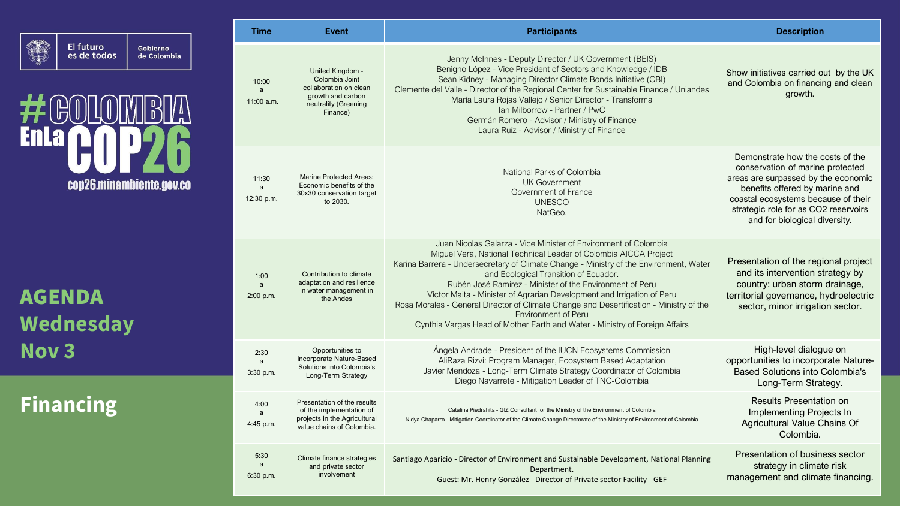El futuro es de todos | Gobierno de Colombia

# #COLOMBIA EnLa COP26

cop26.minambiente.gov.co

## AGENDA Wednesday Nov 3

## Financing

| Time | Event | Participants | Description |
|---|---|---|---|
| 10:00 a 11:00 a.m. | United Kingdom - Colombia Joint collaboration on clean growth and carbon neutrality (Greening Finance) | Jenny McInnes - Deputy Director / UK Government (BEIS)<br>Benigno López - Vice President of Sectors and Knowledge / IDB<br>Sean Kidney - Managing Director Climate Bonds Initiative (CBI)<br>Clemente del Valle - Director of the Regional Center for Sustainable Finance / Uniandes<br>María Laura Rojas Vallejo / Senior Director - Transforma<br>Ian Milborrow - Partner / PwC<br>Germán Romero - Advisor / Ministry of Finance<br>Laura Ruíz - Advisor / Ministry of Finance | Show initiatives carried out by the UK and Colombia on financing and clean growth. |
| 11:30 a 12:30 p.m. | Marine Protected Areas: Economic benefits of the 30x30 conservation target to 2030. | National Parks of Colombia<br>UK Government<br>Government of France<br>UNESCO<br>NatGeo. | Demonstrate how the costs of the conservation of marine protected areas are surpassed by the economic benefits offered by marine and coastal ecosystems because of their strategic role for as $CO_2$ reservoirs and for biological diversity. |
| 1:00 a 2:00 p.m. | Contribution to climate adaptation and resilience in water management in the Andes | Juan Nicolas Galarza - Vice Minister of Environment of Colombia<br>Miguel Vera, National Technical Leader of Colombia AICCA Project<br>Karina Barrera - Undersecretary of Climate Change - Ministry of the Environment, Water and Ecological Transition of Ecuador.<br>Rubén José Ramírez - Minister of the Environment of Peru<br>Víctor Maita - Minister of Agrarian Development and Irrigation of Peru<br>Rosa Morales - General Director of Climate Change and Desertification - Ministry of the Environment of Peru<br>Cynthia Vargas Head of Mother Earth and Water - Ministry of Foreign Affairs | Presentation of the regional project and its intervention strategy by country: urban storm drainage, territorial governance, hydroelectric sector, minor irrigation sector. |
| 2:30 a 3:30 p.m. | Opportunities to incorporate Nature-Based Solutions into Colombia's Long-Term Strategy | Ángela Andrade - President of the IUCN Ecosystems Commission<br>AliRaza Rizvi: Program Manager, Ecosystem Based Adaptation<br>Javier Mendoza - Long-Term Climate Strategy Coordinator of Colombia<br>Diego Navarrete - Mitigation Leader of TNC-Colombia | High-level dialogue on opportunities to incorporate Nature-Based Solutions into Colombia's Long-Term Strategy. |
| 4:00 a 4:45 p.m. | Presentation of the results of the implementation of projects in the Agricultural value chains of Colombia. | Catalina Piedrahita - GIZ Consultant for the Ministry of the Environment of Colombia<br>Nidya Chaparro - Mitigation Coordinator of the Climate Change Directorate of the Ministry of Environment of Colombia | Results Presentation on Implementing Projects In Agricultural Value Chains Of Colombia. |
| 5:30 a 6:30 p.m. | Climate finance strategies and private sector involvement | Santiago Aparicio - Director of Environment and Sustainable Development, National Planning Department.<br>Guest: Mr. Henry González - Director of Private sector Facility - GEF | Presentation of business sector strategy in climate risk management and climate financing. |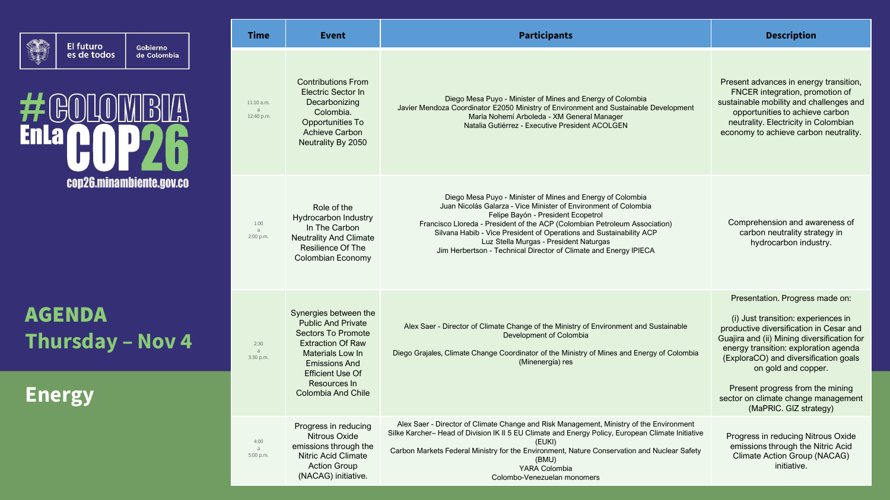El futuro es de todos | Gobierno de Colombia

# #COLOMBIA EnLa COP26

cop26.minambiente.gov.co

## AGENDA Thursday – Nov 4

## Energy

| Time | Event | Participants | Description |
|---|---|---|---|
| 11:10 a.m. a 12:40 p.m. | Contributions From Electric Sector In Decarbonizing Colombia. Opportunities To Achieve Carbon Neutrality By 2050 | Diego Mesa Puyo - Minister of Mines and Energy of Colombia<br>Javier Mendoza Coordinator E2050 Ministry of Environment and Sustainable Development<br>María Nohemí Arboleda - XM General Manager<br>Natalia Gutiérrez - Executive President ACOLGEN | Present advances in energy transition, FNCER integration, promotion of sustainable mobility and challenges and opportunities to achieve carbon neutrality. Electricity in Colombian economy to achieve carbon neutrality. |
| 1:00 a 2:00 p.m. | Role of the Hydrocarbon Industry In The Carbon Neutrality And Climate Resilience Of The Colombian Economy | Diego Mesa Puyo - Minister of Mines and Energy of Colombia<br>Juan Nicolás Galarza - Vice Minister of Environment of Colombia<br>Felipe Bayón - President Ecopetrol<br>Francisco Lloreda - President of the ACP (Colombian Petroleum Association)<br>Silvana Habib - Vice President of Operations and Sustainability ACP<br>Luz Stella Murgas - President Naturgas<br>Jim Herbertson - Technical Director of Climate and Energy IPIECA | Comprehension and awareness of carbon neutrality strategy in hydrocarbon industry. |
| 2:30 a 3:30 p.m. | Synergies between the Public And Private Sectors To Promote Extraction Of Raw Materials Low In Emissions And Efficient Use Of Resources In Colombia And Chile | Alex Saer - Director of Climate Change of the Ministry of Environment and Sustainable Development of Colombia<br><br>Diego Grajales, Climate Change Coordinator of the Ministry of Mines and Energy of Colombia (Minenergía) res | Presentation. Progress made on:<br><br>(i) Just transition: experiences in productive diversification in Cesar and Guajira and (ii) Mining diversification for energy transition: exploration agenda (ExploraCO) and diversification goals on gold and copper.<br><br>Present progress from the mining sector on climate change management (MaPRIC. GIZ strategy) |
| 4:00 a 5:00 p.m. | Progress in reducing Nitrous Oxide emissions through the Nitric Acid Climate Action Group (NACAG) initiative. | Alex Saer - Director of Climate Change and Risk Management, Ministry of the Environment<br>Silke Karcher– Head of Division IK II 5 EU Climate and Energy Policy, European Climate Initiative (EUKI)<br>Carbon Markets Federal Ministry for the Environment, Nature Conservation and Nuclear Safety (BMU)<br>YARA Colombia<br>Colombo-Venezuelan monomers | Progress in reducing Nitrous Oxide emissions through the Nitric Acid Climate Action Group (NACAG) initiative. |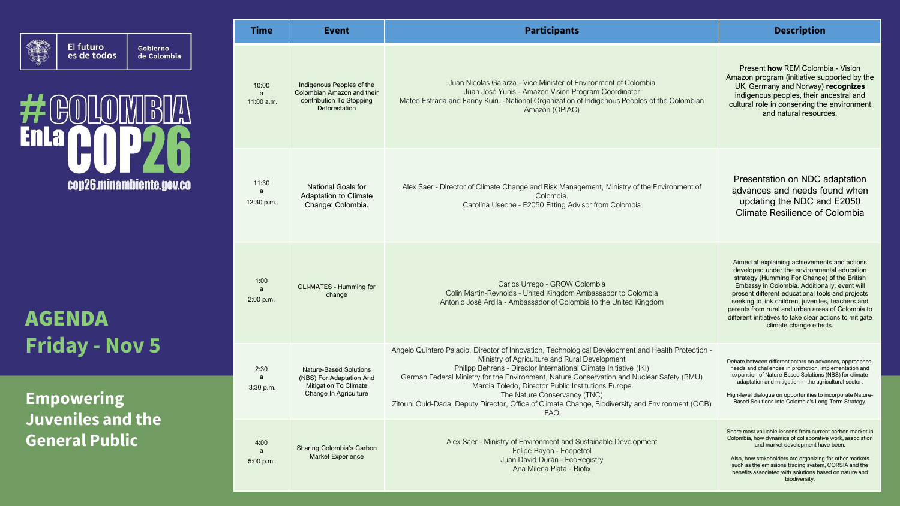El futuro es de todos | Gobierno de Colombia

# #COLOMBIA EnLa COP26

cop26.minambiente.gov.co

## AGENDA Friday - Nov 5

## Empowering Juveniles and the General Public

| Time | Event | Participants | Description |
|---|---|---|---|
| 10:00 a 11:00 a.m. | Indigenous Peoples of the Colombian Amazon and their contribution To Stopping Deforestation | Juan Nicolas Galarza - Vice Minister of Environment of Colombia<br>Juan José Yunis - Amazon Vision Program Coordinator<br>Mateo Estrada and Fanny Kuiru -National Organization of Indigenous Peoples of the Colombian Amazon (OPIAC) | Present **how** REM Colombia - Vision Amazon program (initiative supported by the UK, Germany and Norway) **recognizes** indigenous peoples, their ancestral and cultural role in conserving the environment and natural resources. |
| 11:30 a 12:30 p.m. | National Goals for Adaptation to Climate Change: Colombia. | Alex Saer - Director of Climate Change and Risk Management, Ministry of the Environment of Colombia.<br>Carolina Useche - E2050 Fitting Advisor from Colombia | Presentation on NDC adaptation advances and needs found when updating the NDC and E2050 Climate Resilience of Colombia |
| 1:00 a 2:00 p.m. | CLI-MATES - Humming for change | Carlos Urrego - GROW Colombia<br>Colin Martin-Reynolds - United Kingdom Ambassador to Colombia<br>Antonio José Ardila - Ambassador of Colombia to the United Kingdom | Aimed at explaining achievements and actions developed under the environmental education strategy (Humming For Change) of the British Embassy in Colombia. Additionally, event will present different educational tools and projects seeking to link children, juveniles, teachers and parents from rural and urban areas of Colombia to different initiatives to take clear actions to mitigate climate change effects. |
| 2:30 a 3:30 p.m. | Nature-Based Solutions (NBS) For Adaptation And Mitigation To Climate Change In Agriculture | Angelo Quintero Palacio, Director of Innovation, Technological Development and Health Protection - Ministry of Agriculture and Rural Development<br>Philipp Behrens - Director International Climate Initiative (IKI)<br>German Federal Ministry for the Environment, Nature Conservation and Nuclear Safety (BMU)<br>Marcia Toledo, Director Public Institutions Europe<br>The Nature Conservancy (TNC)<br>Zitouni Ould-Dada, Deputy Director, Office of Climate Change, Biodiversity and Environment (OCB) FAO | Debate between different actors on advances, approaches, needs and challenges in promotion, implementation and expansion of Nature-Based Solutions (NBS) for climate adaptation and mitigation in the agricultural sector.<br><br>High-level dialogue on opportunities to incorporate Nature-Based Solutions into Colombia's Long-Term Strategy. |
| 4:00 a 5:00 p.m. | Sharing Colombia's Carbon Market Experience | Alex Saer - Ministry of Environment and Sustainable Development<br>Felipe Bayón - Ecopetrol<br>Juan David Durán - EcoRegistry<br>Ana Milena Plata - Biofix | Share most valuable lessons from current carbon market in Colombia, how dynamics of collaborative work, association and market development have been.<br><br>Also, how stakeholders are organizing for other markets such as the emissions trading system, CORSIA and the benefits associated with solutions based on nature and biodiversity. |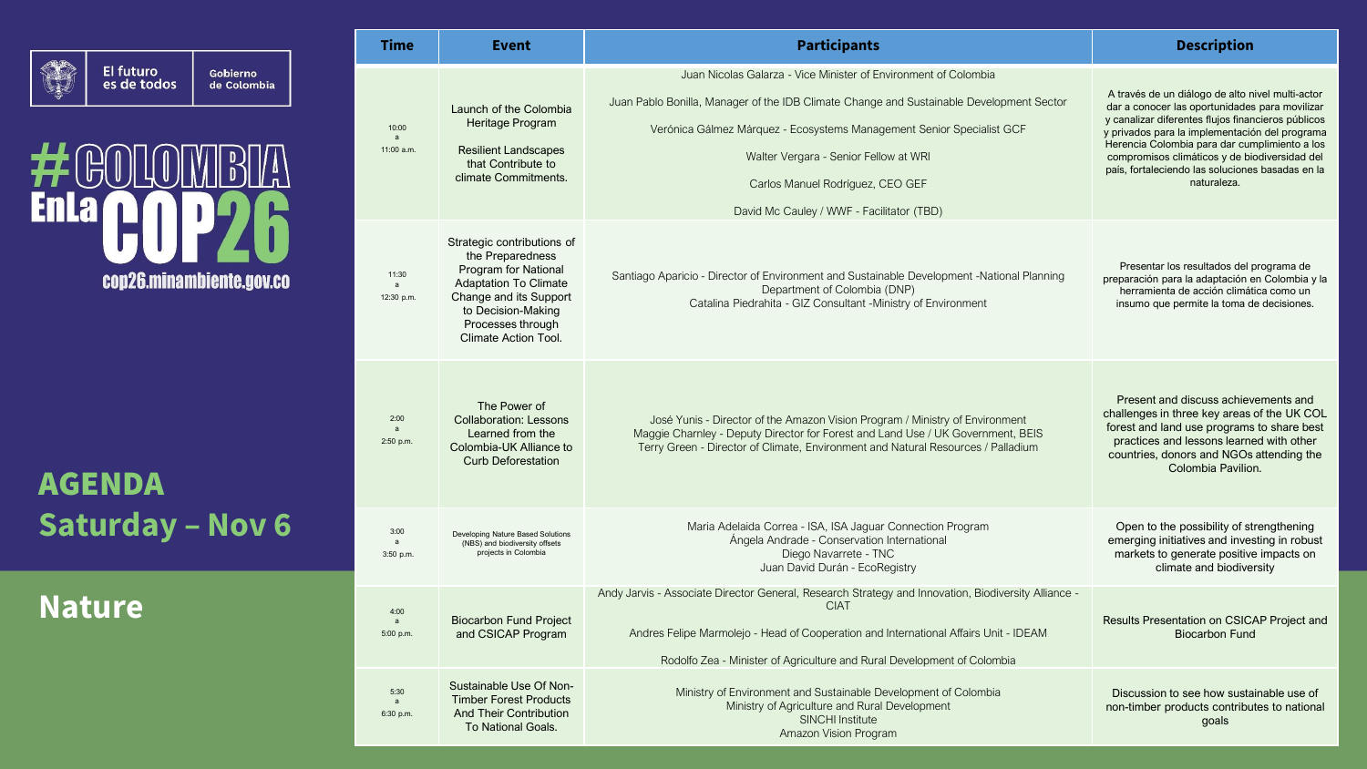El futuro es de todos | Gobierno de Colombia

# #COLOMBIA EnLa COP26

cop26.minambiente.gov.co

## AGENDA Saturday – Nov 6

## Nature

| Time | Event | Participants | Description |
| --- | --- | --- | --- |
| 10:00 a 11:00 a.m. | Launch of the Colombia Heritage Program<br><br>Resilient Landscapes that Contribute to climate Commitments. | Juan Nicolas Galarza - Vice Minister of Environment of Colombia<br><br>Juan Pablo Bonilla, Manager of the IDB Climate Change and Sustainable Development Sector<br><br>Verónica Gálmez Márquez - Ecosystems Management Senior Specialist GCF<br><br>Walter Vergara - Senior Fellow at WRI<br><br>Carlos Manuel Rodríguez, CEO GEF<br><br>David Mc Cauley / WWF - Facilitator (TBD) | A través de un diálogo de alto nivel multi-actor dar a conocer las oportunidades para movilizar y canalizar diferentes flujos financieros públicos y privados para la implementación del programa Herencia Colombia para dar cumplimiento a los compromisos climáticos y de biodiversidad del país, fortaleciendo las soluciones basadas en la naturaleza. |
| 11:30 a 12:30 p.m. | Strategic contributions of the Preparedness Program for National Adaptation To Climate Change and its Support to Decision-Making Processes through Climate Action Tool. | Santiago Aparicio - Director of Environment and Sustainable Development -National Planning Department of Colombia (DNP)<br>Catalina Piedrahita - GIZ Consultant -Ministry of Environment | Presentar los resultados del programa de preparación para la adaptación en Colombia y la herramienta de acción climática como un insumo que permite la toma de decisiones. |
| 2:00 a 2:50 p.m. | The Power of Collaboration: Lessons Learned from the Colombia-UK Alliance to Curb Deforestation | José Yunis - Director of the Amazon Vision Program / Ministry of Environment<br>Maggie Charnley - Deputy Director for Forest and Land Use / UK Government, BEIS<br>Terry Green - Director of Climate, Environment and Natural Resources / Palladium | Present and discuss achievements and challenges in three key areas of the UK COL forest and land use programs to share best practices and lessons learned with other countries, donors and NGOs attending the Colombia Pavilion. |
| 3:00 a 3:50 p.m. | Developing Nature Based Solutions (NBS) and biodiversity offsets projects in Colombia | Maria Adelaida Correa - ISA, ISA Jaguar Connection Program<br>Ángela Andrade - Conservation International<br>Diego Navarrete - TNC<br>Juan David Durán - EcoRegistry | Open to the possibility of strengthening emerging initiatives and investing in robust markets to generate positive impacts on climate and biodiversity |
| 4:00 a 5:00 p.m. | Biocarbon Fund Project and CSICAP Program | Andy Jarvis - Associate Director General, Research Strategy and Innovation, Biodiversity Alliance - CIAT<br><br>Andres Felipe Marmolejo - Head of Cooperation and International Affairs Unit - IDEAM<br><br>Rodolfo Zea - Minister of Agriculture and Rural Development of Colombia | Results Presentation on CSICAP Project and Biocarbon Fund |
| 5:30 a 6:30 p.m. | Sustainable Use Of Non-Timber Forest Products And Their Contribution To National Goals. | Ministry of Environment and Sustainable Development of Colombia<br>Ministry of Agriculture and Rural Development<br>SINCHI Institute<br>Amazon Vision Program | Discussion to see how sustainable use of non-timber products contributes to national goals |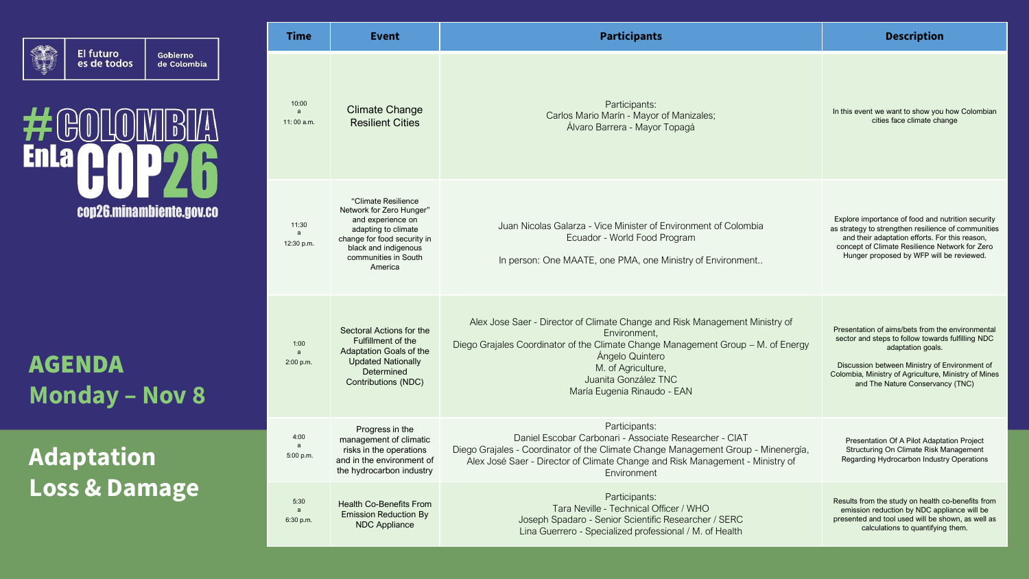El futuro es de todos | Gobierno de Colombia

# #COLOMBIA EnLa COP26

cop26.minambiente.gov.co

## AGENDA Monday – Nov 8

## Adaptation Loss & Damage

| Time | Event | Participants | Description |
|---|---|---|---|
| 10:00 a 11: 00 a.m. | Climate Change Resilient Cities | Participants:<br>Carlos Mario Marín - Mayor of Manizales;<br>Álvaro Barrera - Mayor Topagá | In this event we want to show you how Colombian cities face climate change |
| 11:30 a 12:30 p.m. | "Climate Resilience Network for Zero Hunger" and experience on adapting to climate change for food security in black and indigenous communities in South America | Juan Nicolas Galarza - Vice Minister of Environment of Colombia<br>Ecuador - World Food Program<br><br>In person: One MAATE, one PMA, one Ministry of Environment.. | Explore importance of food and nutrition security as strategy to strengthen resilience of communities and their adaptation efforts. For this reason, concept of Climate Resilience Network for Zero Hunger proposed by WFP will be reviewed. |
| 1:00 a 2:00 p.m. | Sectoral Actions for the Fulfillment of the Adaptation Goals of the Updated Nationally Determined Contributions (NDC) | Alex Jose Saer - Director of Climate Change and Risk Management Ministry of Environment,<br>Diego Grajales Coordinator of the Climate Change Management Group – M. of Energy<br>Ángelo Quintero<br>M. of Agriculture,<br>Juanita González TNC<br>María Eugenia Rinaudo - EAN | Presentation of aims/bets from the environmental sector and steps to follow towards fulfilling NDC adaptation goals.<br><br>Discussion between Ministry of Environment of Colombia, Ministry of Agriculture, Ministry of Mines and The Nature Conservancy (TNC) |
| 4:00 a 5:00 p.m. | Progress in the management of climatic risks in the operations and in the environment of the hydrocarbon industry | Participants:<br>Daniel Escobar Carbonari - Associate Researcher - CIAT<br>Diego Grajales - Coordinator of the Climate Change Management Group - Minenergía,<br>Alex José Saer - Director of Climate Change and Risk Management - Ministry of Environment | Presentation Of A Pilot Adaptation Project Structuring On Climate Risk Management Regarding Hydrocarbon Industry Operations |
| 5:30 a 6:30 p.m. | Health Co-Benefits From Emission Reduction By NDC Appliance | Participants:<br>Tara Neville - Technical Officer / WHO<br>Joseph Spadaro - Senior Scientific Researcher / SERC<br>Lina Guerrero - Specialized professional / M. of Health | Results from the study on health co-benefits from emission reduction by NDC appliance will be presented and tool used will be shown, as well as calculations to quantifying them. |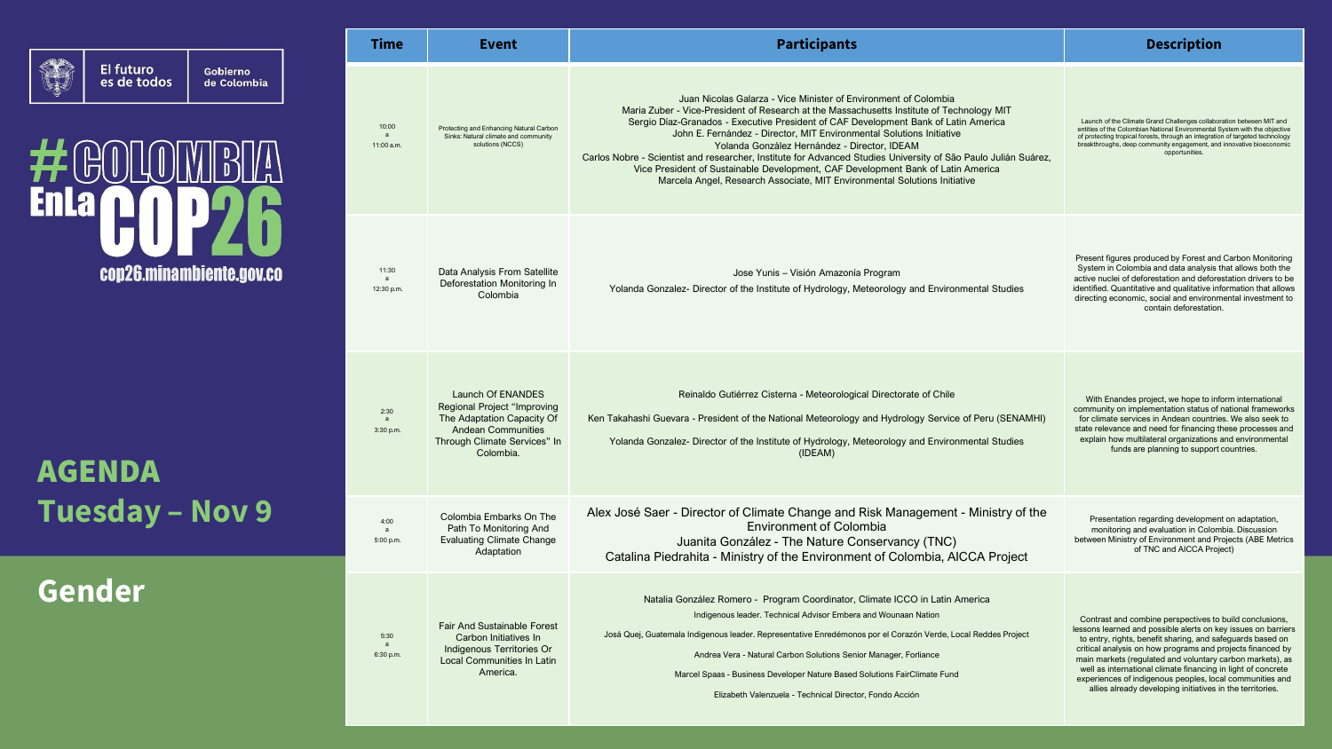El futuro es de todos | Gobierno de Colombia

# #COLOMBIA EnLa COP26

cop26.minambiente.gov.co

## AGENDA Tuesday – Nov 9

## Gender

| Time | Event | Participants | Description |
| --- | --- | --- | --- |
| 10:00 a 11:00 a.m. | Protecting and Enhancing Natural Carbon Sinks: Natural climate and community solutions (NCCS) | Juan Nicolas Galarza - Vice Minister of Environment of Colombia<br>Maria Zuber - Vice-President of Research at the Massachusetts Institute of Technology MIT<br>Sergio Díaz-Granados - Executive President of CAF Development Bank of Latin America<br>John E. Fernández - Director, MIT Environmental Solutions Initiative<br>Yolanda González Hernández - Director, IDEAM<br>Carlos Nobre - Scientist and researcher, Institute for Advanced Studies University of São Paulo Julián Suárez, Vice President of Sustainable Development, CAF Development Bank of Latin America<br>Marcela Angel, Research Associate, MIT Environmental Solutions Initiative | Launch of the Climate Grand Challenges collaboration between MIT and entities of the Colombian National Environmental System with the objective of protecting tropical forests, through an integration of targeted technology breakthroughs, deep community engagement, and innovative bioeconomic opportunities. |
| 11:30 a 12:30 p.m. | Data Analysis From Satellite Deforestation Monitoring In Colombia | Jose Yunis – Visión Amazonía Program<br>Yolanda Gonzalez- Director of the Institute of Hydrology, Meteorology and Environmental Studies | Present figures produced by Forest and Carbon Monitoring System in Colombia and data analysis that allows both the active nuclei of deforestation and deforestation drivers to be identified. Quantitative and qualitative information that allows directing economic, social and environmental investment to contain deforestation. |
| 2:30 a 3:30 p.m. | Launch Of ENANDES Regional Project "Improving The Adaptation Capacity Of Andean Communities Through Climate Services" In Colombia. | Reinaldo Gutiérrez Cisterna - Meteorological Directorate of Chile<br>Ken Takahashi Guevara - President of the National Meteorology and Hydrology Service of Peru (SENAMHI)<br>Yolanda Gonzalez- Director of the Institute of Hydrology, Meteorology and Environmental Studies (IDEAM) | With Enandes project, we hope to inform international community on implementation status of national frameworks for climate services in Andean countries. We also seek to state relevance and need for financing these processes and explain how multilateral organizations and environmental funds are planning to support countries. |
| 4:00 a 5:00 p.m. | Colombia Embarks On The Path To Monitoring And Evaluating Climate Change Adaptation | Alex José Saer - Director of Climate Change and Risk Management - Ministry of the Environment of Colombia<br>Juanita González - The Nature Conservancy (TNC)<br>Catalina Piedrahita - Ministry of the Environment of Colombia, AICCA Project | Presentation regarding development on adaptation, monitoring and evaluation in Colombia. Discussion between Ministry of Environment and Projects (ABE Metrics of TNC and AICCA Project) |
| 5:30 a 6:30 p.m. | Fair And Sustainable Forest Carbon Initiatives In Indigenous Territories Or Local Communities In Latin America. | Natalia González Romero - Program Coordinator, Climate ICCO in Latin America<br>Indigenous leader. Technical Advisor Embera and Wounaan Nation<br>Josá Quej, Guatemala Indigenous leader. Representative Enredémonos por el Corazón Verde, Local Reddes Project<br>Andrea Vera - Natural Carbon Solutions Senior Manager, Forliance<br>Marcel Spaas - Business Developer Nature Based Solutions FairClimate Fund<br>Elizabeth Valenzuela - Technical Director, Fondo Acción | Contrast and combine perspectives to build conclusions, lessons learned and possible alerts on key issues on barriers to entry, rights, benefit sharing, and safeguards based on critical analysis on how programs and projects financed by main markets (regulated and voluntary carbon markets), as well as international climate financing in light of concrete experiences of indigenous peoples, local communities and allies already developing initiatives in the territories. |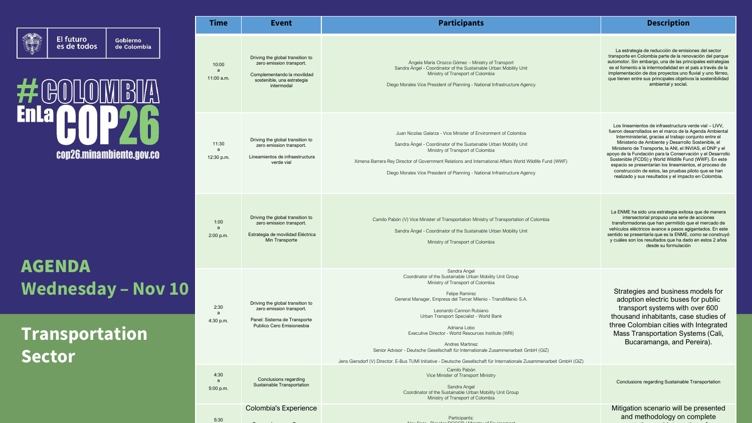El futuro es de todos | Gobierno de Colombia

# #COLOMBIA EnLa COP26

cop26.minambiente.gov.co

## AGENDA Wednesday – Nov 10

## Transportation Sector

| Time | Event | Participants | Description |
|---|---|---|---|
| 10:00 a 11:00 a.m. | Driving the global transition to zero emission transport. Complementando la movilidad sostenible, una estrategia intermodal | Ángela María Orozco Gómez – Ministry of Transport<br>Sandra Ángel - Coordinator of the Sustainable Urban Mobility Unit Ministry of Transport of Colombia<br>Diego Morales Vice President of Planning - National Infrastructure Agency | La estrategia de reducción de emisiones del sector transporte en Colombia parte de la renovación del parque automotor. Sin embargo, una de las principales estrategias es el fomento a la intermodalidad en el país a través de la implementación de dos proyectos uno fluvial y uno férreo, que tienen entre sus principales objetivos la sostenibilidad ambiental y social. |
| 11:30 a 12:30 p.m. | Driving the global transition to zero emission transport. Lineamientos de infraestructura verde vial | Juan Nicolas Galarza - Vice Minister of Environment of Colombia<br>Sandra Ángel - Coordinator of the Sustainable Urban Mobility Unit Ministry of Transport of Colombia<br>Ximena Barrera Rey Director of Government Relations and International Affairs World Wildlife Fund (WWF)<br>Diego Morales Vice President of Planning - National Infrastructure Agency | Los lineamientos de infraestructura verde vial – LIVV, fueron desarrollados en el marco de la Agenda Ambiental Interministerial, gracias al trabajo conjunto entre el Ministerio de Ambiente y Desarrollo Sostenible, el Ministerio de Transporte, la ANI, el INVIAS, el DNP y el apoyo de la Fundación para la Conservación y el Desarrollo Sostenible (FCDS) y World Wildlife Fund (WWF). En este espacio se presentarían los lineamientos, el proceso de construcción de estos, las pruebas piloto que se han realizado y sus resultados y el impacto en Colombia. |
| 1:00 a 2:00 p.m. | Driving the global transition to zero emission transport. Estrategia de movilidad Eléctrica Min Transporte | Camilo Pabón (V) Vice Minister of Transportation Ministry of Transportation of Colombia<br>Sandra Ángel - Coordinator of the Sustainable Urban Mobility Unit<br>Ministry of Transport of Colombia | La ENME ha sido una estrategia exitosa que de manera intersectorial propuso una serie de acciones transformadoras que han permitido que el mercado de vehículos eléctricos avance a pasos agigantados. En este sentido se presentaría que es la ENME, como se construyó y cuáles son los resultados que ha dado en estos 2 años desde su formulación |
| 2:30 a 4:30 p.m. | Driving the global transition to zero emission transport. Panel: Sistema de Transporte Publico Cero Emisionesbia | Sandra Angel<br>Coordinator of the Sustainable Urban Mobility Unit Group<br>Ministry of Transport of Colombia<br>Felipe Ramirez<br>General Manager, Empresa del Tercer Milenio - TransMilenio S.A.<br>Leonardo Cannon Rubiano<br>Urban Transport Specialist - World Bank<br>Adriana Lobo<br>Executive Director - World Resources Institute (WRI)<br>Andres Martinez<br>Senior Advisor - Deutsche Gesellschaft für Internationale Zusammenarbeit GmbH (GIZ)<br>Jens Giersdorf (V) Director. E-Bus TUMI Initiative - Deutsche Gesellschaft für Internationale Zusammenarbeit GmbH (GIZ) | Strategies and business models for adoption electric buses for public transport systems with over 600 thousand inhabitants, case studies of three Colombian cities with Integrated Mass Transportation Systems (Cali, Bucaramanga, and Pereira). |
| 4:30 a 5:00 p.m. | Conclusions regarding Sustainable Transportation | Camilo Pabón<br>Vice Minister of Transport Ministry<br>Sandra Angel<br>Coordinator of the Sustainable Urban Mobility Unit Group<br>Ministry of Transport of Colombia | Conclusions regarding Sustainable Transportation |
| 5:30 | Colombia's Experience | Participants: | Mitigation scenario will be presented and methodology on complete |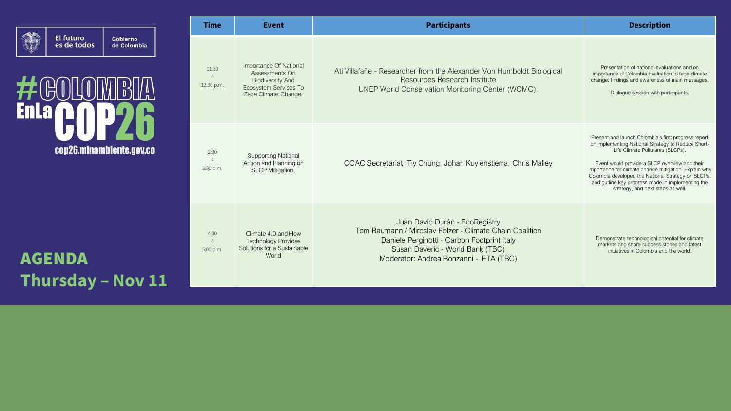El futuro es de todos | Gobierno de Colombia

# #COLOMBIA EnLa COP26

cop26.minambiente.gov.co

## AGENDA
## Thursday – Nov 11

| Time | Event | Participants | Description |
|---|---|---|---|
| 11:30 a 12:30 p.m. | Importance Of National Assessments On Biodiversity And Ecosystem Services To Face Climate Change. | Ati Villafañe - Researcher from the Alexander Von Humboldt Biological Resources Research Institute<br>UNEP World Conservation Monitoring Center (WCMC). | Presentation of national evaluations and on importance of Colombia Evaluation to face climate change: findings and awareness of main messages.<br><br>Dialogue session with participants. |
| 2:30 a 3:30 p.m. | Supporting National Action and Planning on SLCP Mitigation. | CCAC Secretariat, Tiy Chung, Johan Kuylenstierra, Chris Malley | Present and launch Colombia's first progress report on implementing National Strategy to Reduce Short-Life Climate Pollutants (SLCPs).<br><br>Event would provide a SLCP overview and their importance for climate change mitigation. Explain why Colombia developed the National Strategy on SLCPs, and outline key progress made in implementing the strategy, and next steps as well. |
| 4:00 a 5:00 p.m. | Climate 4.0 and How Technology Provides Solutions for a Sustainable World | Juan David Durán - EcoRegistry<br>Tom Baumann / Miroslav Polzer - Climate Chain Coalition<br>Daniele Perginotti - Carbon Footprint Italy<br>Susan Daveric - World Bank (TBC)<br>Moderator: Andrea Bonzanni - IETA (TBC) | Demonstrate technological potential for climate markets and share success stories and latest initiatives in Colombia and the world. |